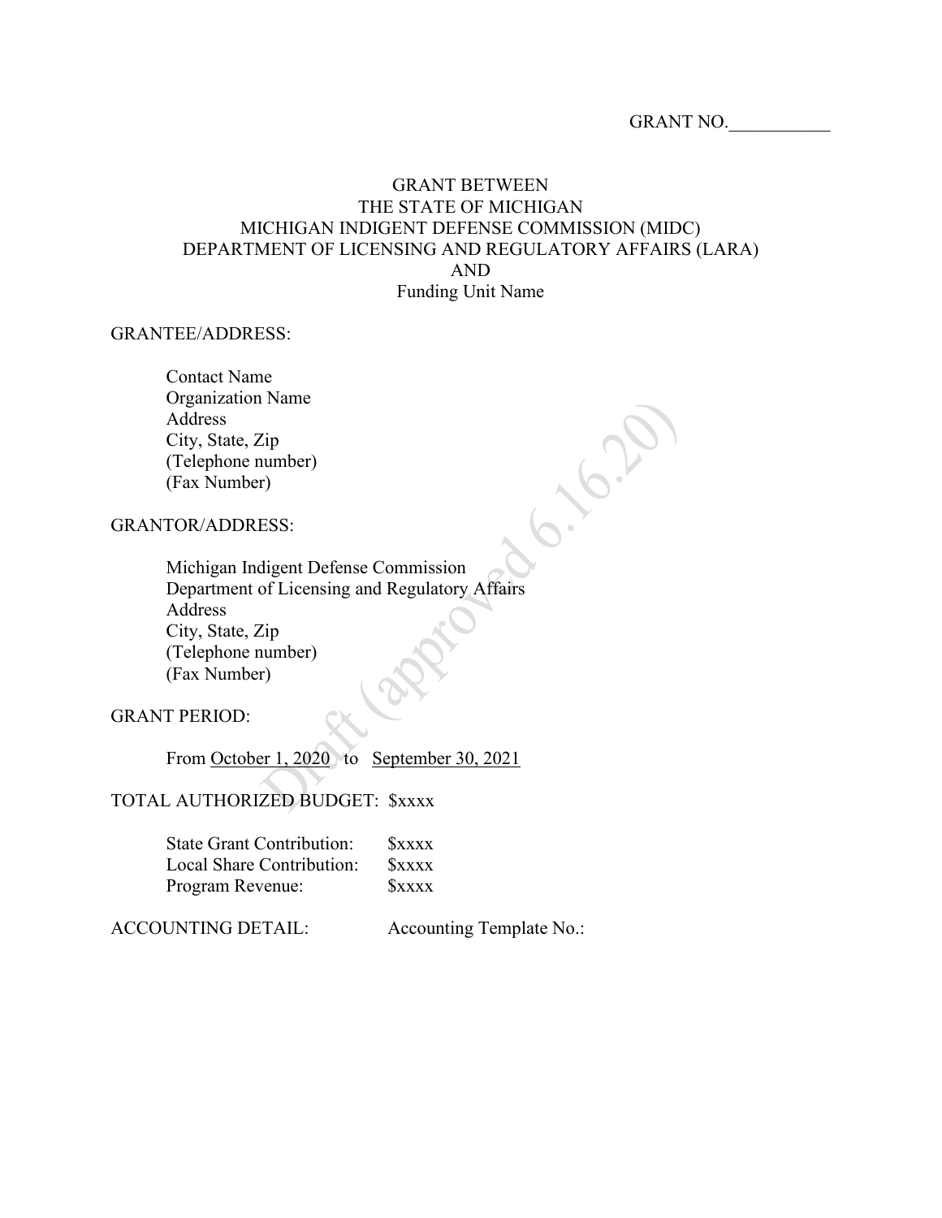GRANT NO.___________

# GRANT BETWEEN THE STATE OF MICHIGAN MICHIGAN INDIGENT DEFENSE COMMISSION (MIDC) DEPARTMENT OF LICENSING AND REGULATORY AFFAIRS (LARA) AND Funding Unit Name

Draft (approved 6.16.20)

GRANTEE/ADDRESS:

Contact Name
Organization Name
Address
City, State, Zip
(Telephone number)
(Fax Number)

GRANTOR/ADDRESS:

Michigan Indigent Defense Commission
Department of Licensing and Regulatory Affairs
Address
City, State, Zip
(Telephone number)
(Fax Number)

GRANT PERIOD:

From October 1, 2020 to September 30, 2021

TOTAL AUTHORIZED BUDGET: $xxxx

| | |
|---|---|
| State Grant Contribution: | $xxxx |
| Local Share Contribution: | $xxxx |
| Program Revenue: | $xxxx |

ACCOUNTING DETAIL: Accounting Template No.: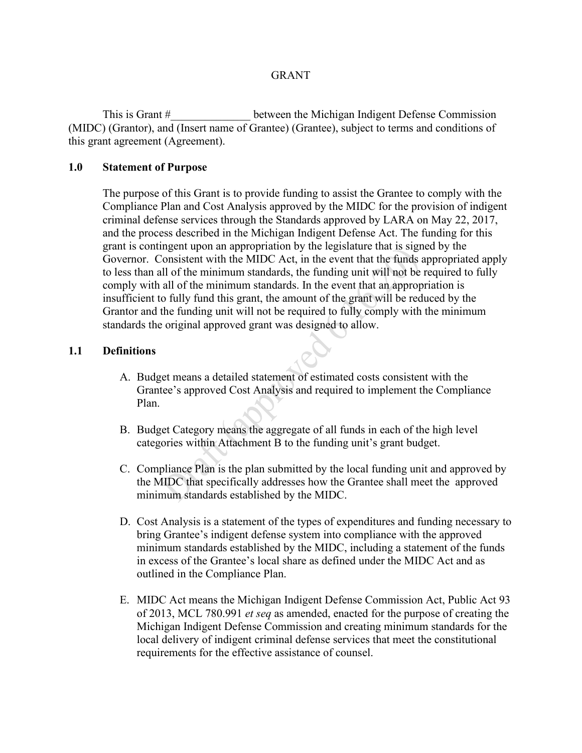GRANT

This is Grant #______________ between the Michigan Indigent Defense Commission (MIDC) (Grantor), and (Insert name of Grantee) (Grantee), subject to terms and conditions of this grant agreement (Agreement).

## 1.0 Statement of Purpose

The purpose of this Grant is to provide funding to assist the Grantee to comply with the Compliance Plan and Cost Analysis approved by the MIDC for the provision of indigent criminal defense services through the Standards approved by LARA on May 22, 2017, and the process described in the Michigan Indigent Defense Act. The funding for this grant is contingent upon an appropriation by the legislature that is signed by the Governor. Consistent with the MIDC Act, in the event that the funds appropriated apply to less than all of the minimum standards, the funding unit will not be required to fully comply with all of the minimum standards. In the event that an appropriation is insufficient to fully fund this grant, the amount of the grant will be reduced by the Grantor and the funding unit will not be required to fully comply with the minimum standards the original approved grant was designed to allow.

## 1.1 Definitions

A. Budget means a detailed statement of estimated costs consistent with the Grantee's approved Cost Analysis and required to implement the Compliance Plan.

B. Budget Category means the aggregate of all funds in each of the high level categories within Attachment B to the funding unit's grant budget.

C. Compliance Plan is the plan submitted by the local funding unit and approved by the MIDC that specifically addresses how the Grantee shall meet the approved minimum standards established by the MIDC.

D. Cost Analysis is a statement of the types of expenditures and funding necessary to bring Grantee's indigent defense system into compliance with the approved minimum standards established by the MIDC, including a statement of the funds in excess of the Grantee's local share as defined under the MIDC Act and as outlined in the Compliance Plan.

E. MIDC Act means the Michigan Indigent Defense Commission Act, Public Act 93 of 2013, MCL 780.991 *et seq* as amended, enacted for the purpose of creating the Michigan Indigent Defense Commission and creating minimum standards for the local delivery of indigent criminal defense services that meet the constitutional requirements for the effective assistance of counsel.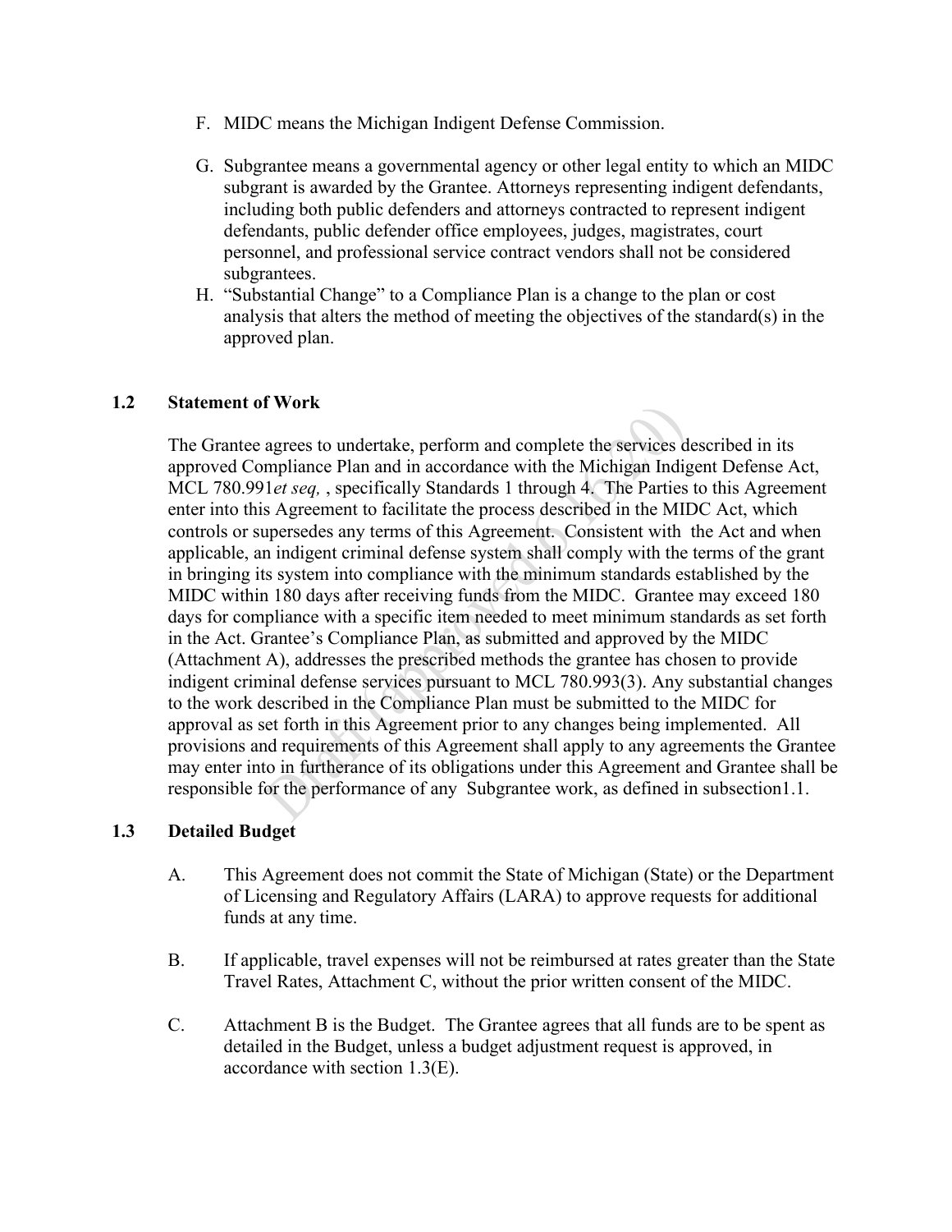F. MIDC means the Michigan Indigent Defense Commission.

G. Subgrantee means a governmental agency or other legal entity to which an MIDC subgrant is awarded by the Grantee. Attorneys representing indigent defendants, including both public defenders and attorneys contracted to represent indigent defendants, public defender office employees, judges, magistrates, court personnel, and professional service contract vendors shall not be considered subgrantees.

H. "Substantial Change" to a Compliance Plan is a change to the plan or cost analysis that alters the method of meeting the objectives of the standard(s) in the approved plan.

## 1.2 Statement of Work

The Grantee agrees to undertake, perform and complete the services described in its approved Compliance Plan and in accordance with the Michigan Indigent Defense Act, MCL 780.991*et seq,* , specifically Standards 1 through 4. The Parties to this Agreement enter into this Agreement to facilitate the process described in the MIDC Act, which controls or supersedes any terms of this Agreement. Consistent with the Act and when applicable, an indigent criminal defense system shall comply with the terms of the grant in bringing its system into compliance with the minimum standards established by the MIDC within 180 days after receiving funds from the MIDC. Grantee may exceed 180 days for compliance with a specific item needed to meet minimum standards as set forth in the Act. Grantee's Compliance Plan, as submitted and approved by the MIDC (Attachment A), addresses the prescribed methods the grantee has chosen to provide indigent criminal defense services pursuant to MCL 780.993(3). Any substantial changes to the work described in the Compliance Plan must be submitted to the MIDC for approval as set forth in this Agreement prior to any changes being implemented. All provisions and requirements of this Agreement shall apply to any agreements the Grantee may enter into in furtherance of its obligations under this Agreement and Grantee shall be responsible for the performance of any Subgrantee work, as defined in subsection1.1.

## 1.3 Detailed Budget

A. This Agreement does not commit the State of Michigan (State) or the Department of Licensing and Regulatory Affairs (LARA) to approve requests for additional funds at any time.

B. If applicable, travel expenses will not be reimbursed at rates greater than the State Travel Rates, Attachment C, without the prior written consent of the MIDC.

C. Attachment B is the Budget. The Grantee agrees that all funds are to be spent as detailed in the Budget, unless a budget adjustment request is approved, in accordance with section 1.3(E).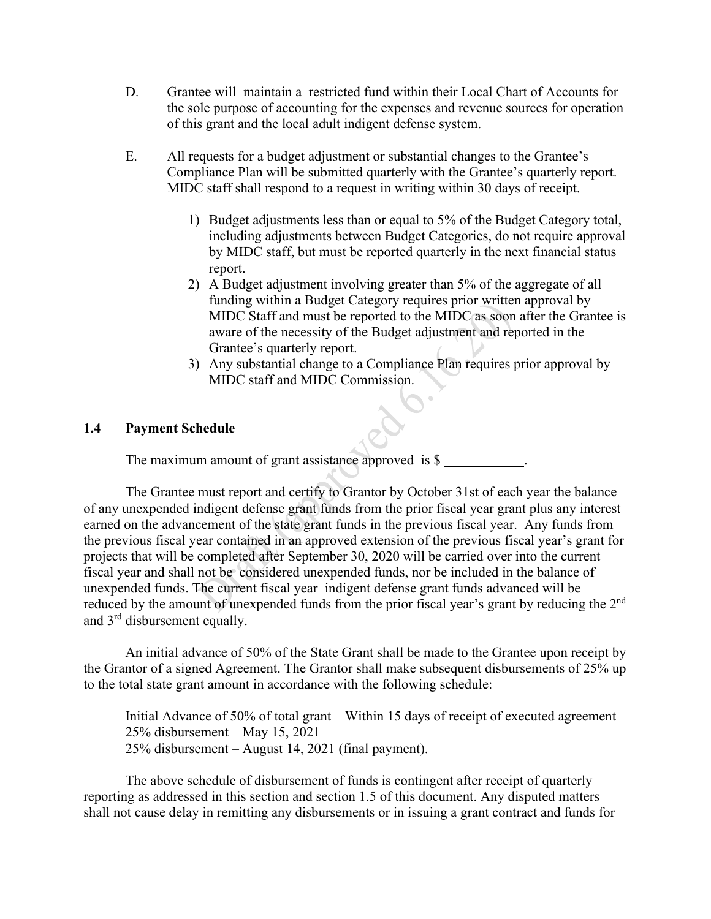D. Grantee will maintain a restricted fund within their Local Chart of Accounts for the sole purpose of accounting for the expenses and revenue sources for operation of this grant and the local adult indigent defense system.

E. All requests for a budget adjustment or substantial changes to the Grantee's Compliance Plan will be submitted quarterly with the Grantee's quarterly report. MIDC staff shall respond to a request in writing within 30 days of receipt.

1) Budget adjustments less than or equal to 5% of the Budget Category total, including adjustments between Budget Categories, do not require approval by MIDC staff, but must be reported quarterly in the next financial status report.
2) A Budget adjustment involving greater than 5% of the aggregate of all funding within a Budget Category requires prior written approval by MIDC Staff and must be reported to the MIDC as soon after the Grantee is aware of the necessity of the Budget adjustment and reported in the Grantee's quarterly report.
3) Any substantial change to a Compliance Plan requires prior approval by MIDC staff and MIDC Commission.

## 1.4 Payment Schedule

The maximum amount of grant assistance approved is $ ___________.

The Grantee must report and certify to Grantor by October 31st of each year the balance of any unexpended indigent defense grant funds from the prior fiscal year grant plus any interest earned on the advancement of the state grant funds in the previous fiscal year. Any funds from the previous fiscal year contained in an approved extension of the previous fiscal year's grant for projects that will be completed after September 30, 2020 will be carried over into the current fiscal year and shall not be considered unexpended funds, nor be included in the balance of unexpended funds. The current fiscal year indigent defense grant funds advanced will be reduced by the amount of unexpended funds from the prior fiscal year's grant by reducing the 2nd and 3rd disbursement equally.

An initial advance of 50% of the State Grant shall be made to the Grantee upon receipt by the Grantor of a signed Agreement. The Grantor shall make subsequent disbursements of 25% up to the total state grant amount in accordance with the following schedule:

Initial Advance of 50% of total grant – Within 15 days of receipt of executed agreement
25% disbursement – May 15, 2021
25% disbursement – August 14, 2021 (final payment).

The above schedule of disbursement of funds is contingent after receipt of quarterly reporting as addressed in this section and section 1.5 of this document. Any disputed matters shall not cause delay in remitting any disbursements or in issuing a grant contract and funds for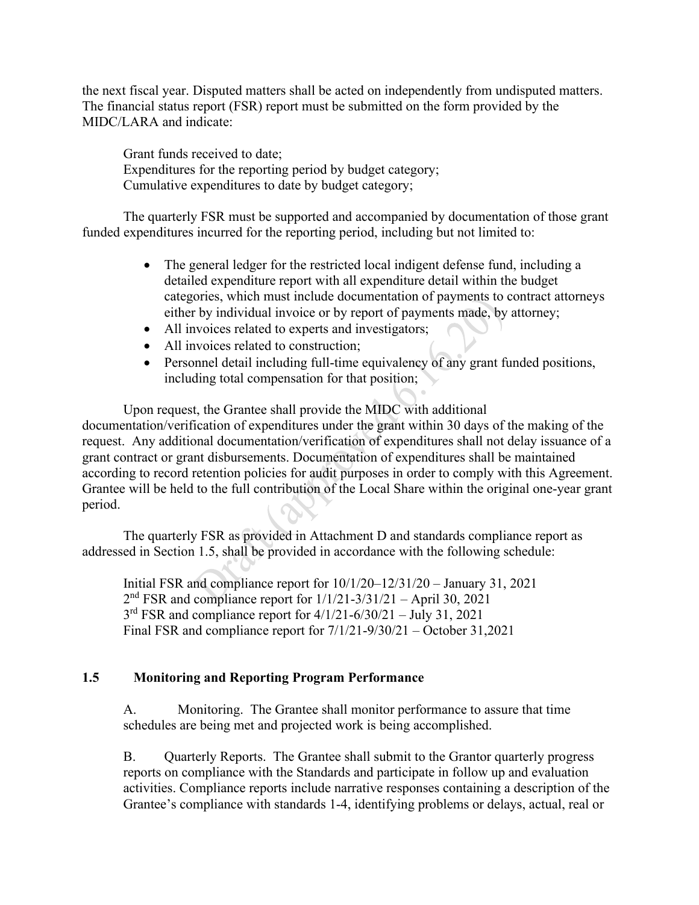the next fiscal year. Disputed matters shall be acted on independently from undisputed matters. The financial status report (FSR) report must be submitted on the form provided by the MIDC/LARA and indicate:

Grant funds received to date;
Expenditures for the reporting period by budget category;
Cumulative expenditures to date by budget category;

The quarterly FSR must be supported and accompanied by documentation of those grant funded expenditures incurred for the reporting period, including but not limited to:

- The general ledger for the restricted local indigent defense fund, including a detailed expenditure report with all expenditure detail within the budget categories, which must include documentation of payments to contract attorneys either by individual invoice or by report of payments made, by attorney;
- All invoices related to experts and investigators;
- All invoices related to construction;
- Personnel detail including full-time equivalency of any grant funded positions, including total compensation for that position;

Upon request, the Grantee shall provide the MIDC with additional documentation/verification of expenditures under the grant within 30 days of the making of the request. Any additional documentation/verification of expenditures shall not delay issuance of a grant contract or grant disbursements. Documentation of expenditures shall be maintained according to record retention policies for audit purposes in order to comply with this Agreement. Grantee will be held to the full contribution of the Local Share within the original one-year grant period.

The quarterly FSR as provided in Attachment D and standards compliance report as addressed in Section 1.5, shall be provided in accordance with the following schedule:

Initial FSR and compliance report for 10/1/20–12/31/20 – January 31, 2021
2nd FSR and compliance report for 1/1/21-3/31/21 – April 30, 2021
3rd FSR and compliance report for 4/1/21-6/30/21 – July 31, 2021
Final FSR and compliance report for 7/1/21-9/30/21 – October 31,2021

## 1.5 Monitoring and Reporting Program Performance

A. Monitoring. The Grantee shall monitor performance to assure that time schedules are being met and projected work is being accomplished.

B. Quarterly Reports. The Grantee shall submit to the Grantor quarterly progress reports on compliance with the Standards and participate in follow up and evaluation activities. Compliance reports include narrative responses containing a description of the Grantee's compliance with standards 1-4, identifying problems or delays, actual, real or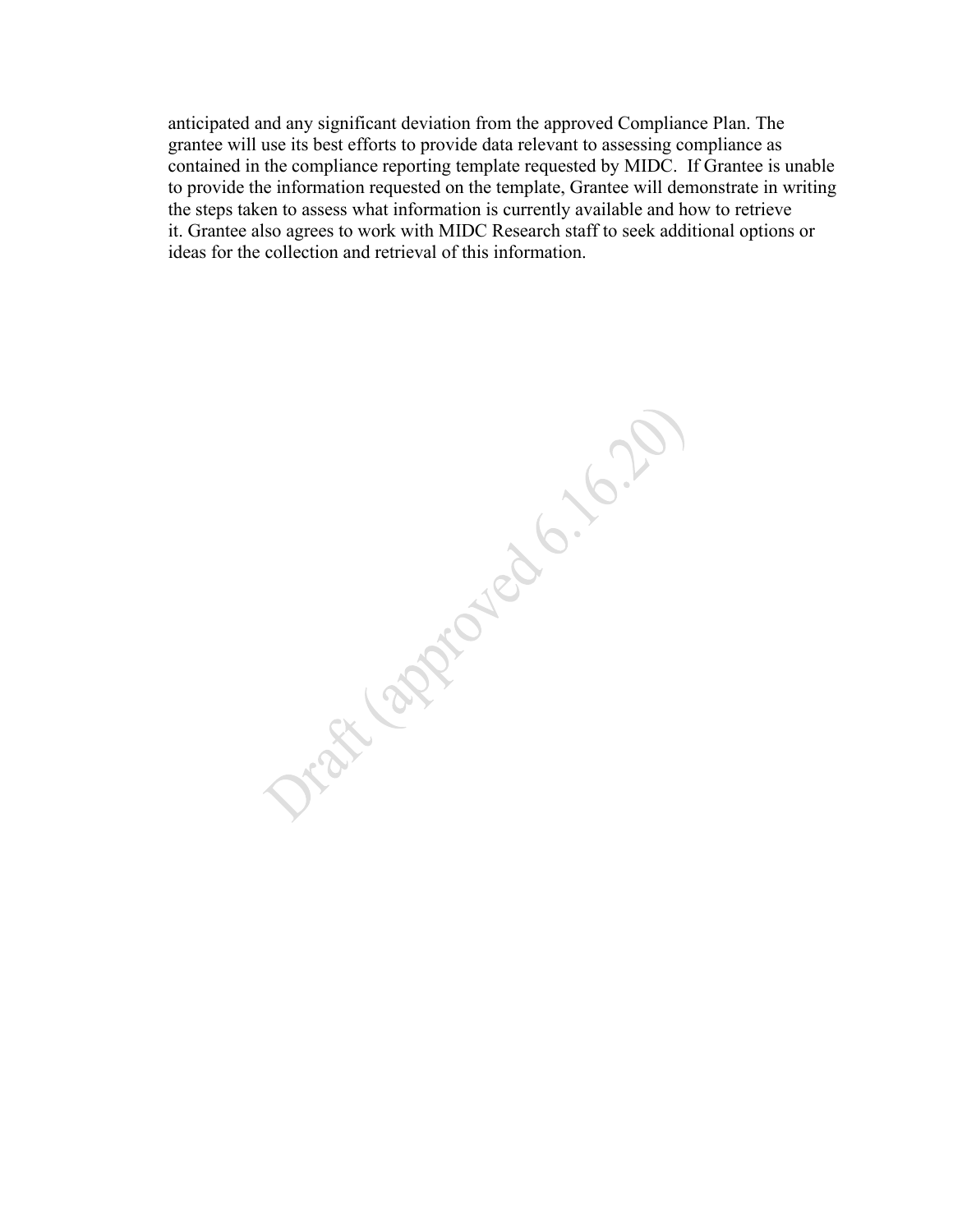anticipated and any significant deviation from the approved Compliance Plan. The grantee will use its best efforts to provide data relevant to assessing compliance as contained in the compliance reporting template requested by MIDC. If Grantee is unable to provide the information requested on the template, Grantee will demonstrate in writing the steps taken to assess what information is currently available and how to retrieve it. Grantee also agrees to work with MIDC Research staff to seek additional options or ideas for the collection and retrieval of this information.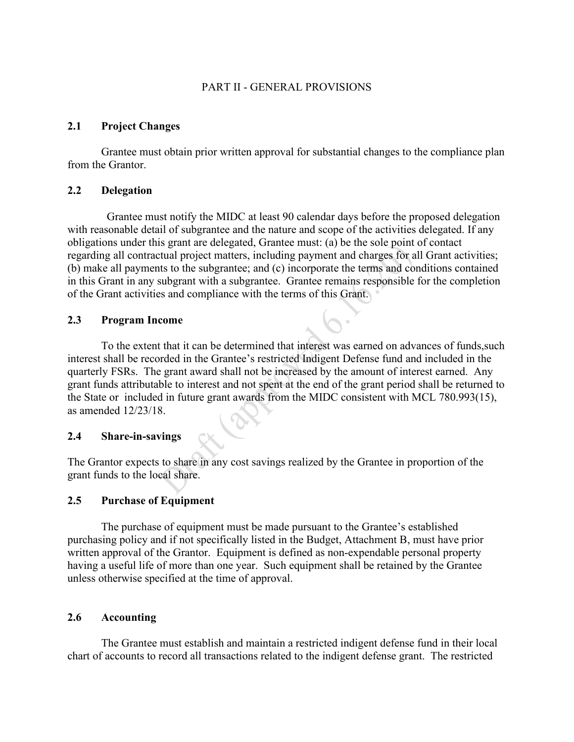# PART II - GENERAL PROVISIONS

## 2.1 Project Changes

Grantee must obtain prior written approval for substantial changes to the compliance plan from the Grantor.

## 2.2 Delegation

Grantee must notify the MIDC at least 90 calendar days before the proposed delegation with reasonable detail of subgrantee and the nature and scope of the activities delegated. If any obligations under this grant are delegated, Grantee must: (a) be the sole point of contact regarding all contractual project matters, including payment and charges for all Grant activities; (b) make all payments to the subgrantee; and (c) incorporate the terms and conditions contained in this Grant in any subgrant with a subgrantee. Grantee remains responsible for the completion of the Grant activities and compliance with the terms of this Grant.

## 2.3 Program Income

To the extent that it can be determined that interest was earned on advances of funds,such interest shall be recorded in the Grantee's restricted Indigent Defense fund and included in the quarterly FSRs. The grant award shall not be increased by the amount of interest earned. Any grant funds attributable to interest and not spent at the end of the grant period shall be returned to the State or included in future grant awards from the MIDC consistent with MCL 780.993(15), as amended 12/23/18.

## 2.4 Share-in-savings

The Grantor expects to share in any cost savings realized by the Grantee in proportion of the grant funds to the local share.

## 2.5 Purchase of Equipment

The purchase of equipment must be made pursuant to the Grantee's established purchasing policy and if not specifically listed in the Budget, Attachment B, must have prior written approval of the Grantor. Equipment is defined as non-expendable personal property having a useful life of more than one year. Such equipment shall be retained by the Grantee unless otherwise specified at the time of approval.

## 2.6 Accounting

The Grantee must establish and maintain a restricted indigent defense fund in their local chart of accounts to record all transactions related to the indigent defense grant. The restricted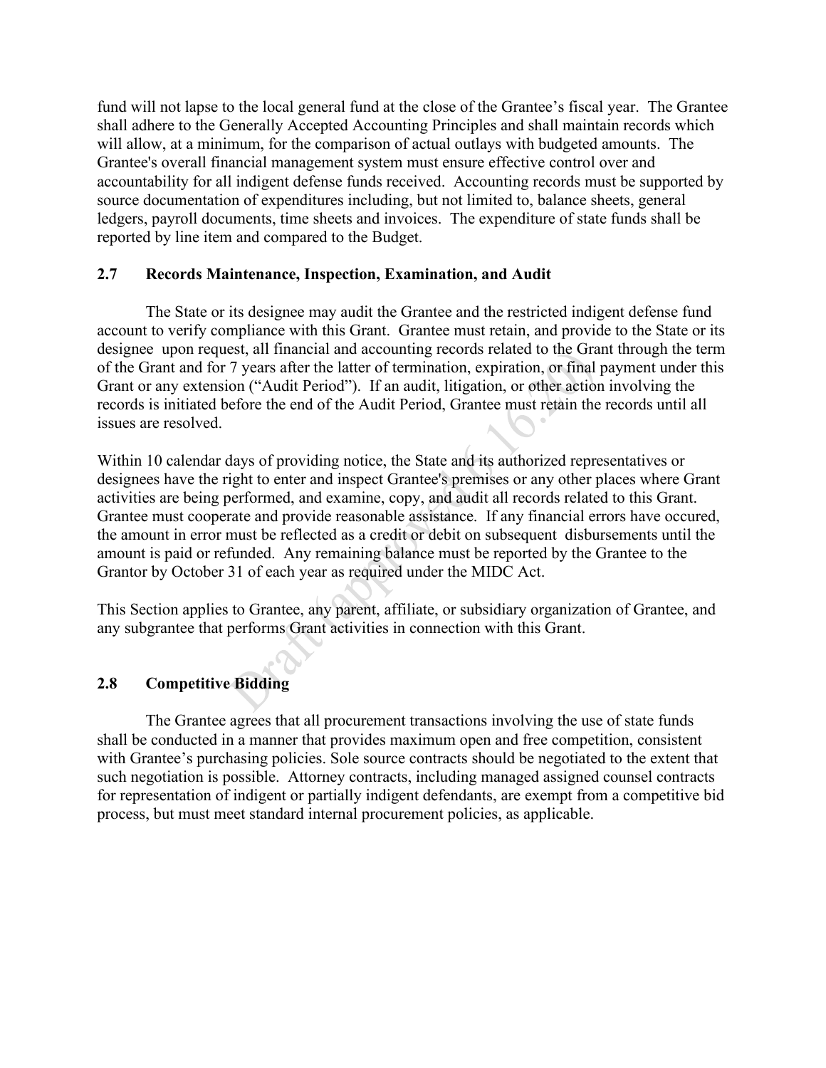fund will not lapse to the local general fund at the close of the Grantee's fiscal year. The Grantee shall adhere to the Generally Accepted Accounting Principles and shall maintain records which will allow, at a minimum, for the comparison of actual outlays with budgeted amounts. The Grantee's overall financial management system must ensure effective control over and accountability for all indigent defense funds received. Accounting records must be supported by source documentation of expenditures including, but not limited to, balance sheets, general ledgers, payroll documents, time sheets and invoices. The expenditure of state funds shall be reported by line item and compared to the Budget.

### 2.7 Records Maintenance, Inspection, Examination, and Audit

The State or its designee may audit the Grantee and the restricted indigent defense fund account to verify compliance with this Grant. Grantee must retain, and provide to the State or its designee upon request, all financial and accounting records related to the Grant through the term of the Grant and for 7 years after the latter of termination, expiration, or final payment under this Grant or any extension ("Audit Period"). If an audit, litigation, or other action involving the records is initiated before the end of the Audit Period, Grantee must retain the records until all issues are resolved.

Within 10 calendar days of providing notice, the State and its authorized representatives or designees have the right to enter and inspect Grantee's premises or any other places where Grant activities are being performed, and examine, copy, and audit all records related to this Grant. Grantee must cooperate and provide reasonable assistance. If any financial errors have occured, the amount in error must be reflected as a credit or debit on subsequent disbursements until the amount is paid or refunded. Any remaining balance must be reported by the Grantee to the Grantor by October 31 of each year as required under the MIDC Act.

This Section applies to Grantee, any parent, affiliate, or subsidiary organization of Grantee, and any subgrantee that performs Grant activities in connection with this Grant.

### 2.8 Competitive Bidding

The Grantee agrees that all procurement transactions involving the use of state funds shall be conducted in a manner that provides maximum open and free competition, consistent with Grantee's purchasing policies. Sole source contracts should be negotiated to the extent that such negotiation is possible. Attorney contracts, including managed assigned counsel contracts for representation of indigent or partially indigent defendants, are exempt from a competitive bid process, but must meet standard internal procurement policies, as applicable.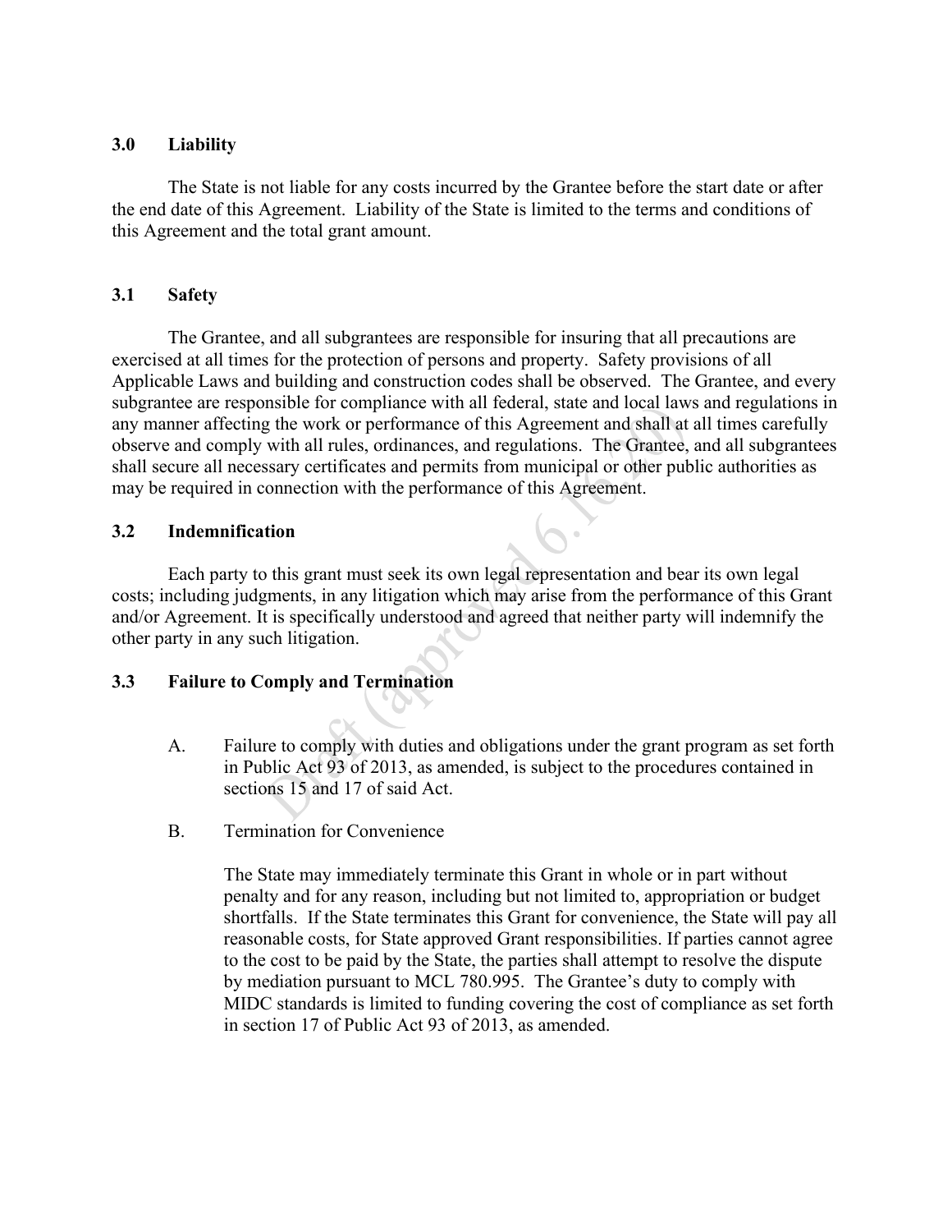## 3.0 Liability

The State is not liable for any costs incurred by the Grantee before the start date or after the end date of this Agreement. Liability of the State is limited to the terms and conditions of this Agreement and the total grant amount.

## 3.1 Safety

The Grantee, and all subgrantees are responsible for insuring that all precautions are exercised at all times for the protection of persons and property. Safety provisions of all Applicable Laws and building and construction codes shall be observed. The Grantee, and every subgrantee are responsible for compliance with all federal, state and local laws and regulations in any manner affecting the work or performance of this Agreement and shall at all times carefully observe and comply with all rules, ordinances, and regulations. The Grantee, and all subgrantees shall secure all necessary certificates and permits from municipal or other public authorities as may be required in connection with the performance of this Agreement.

## 3.2 Indemnification

Each party to this grant must seek its own legal representation and bear its own legal costs; including judgments, in any litigation which may arise from the performance of this Grant and/or Agreement. It is specifically understood and agreed that neither party will indemnify the other party in any such litigation.

## 3.3 Failure to Comply and Termination

A. Failure to comply with duties and obligations under the grant program as set forth in Public Act 93 of 2013, as amended, is subject to the procedures contained in sections 15 and 17 of said Act.

B. Termination for Convenience

The State may immediately terminate this Grant in whole or in part without penalty and for any reason, including but not limited to, appropriation or budget shortfalls. If the State terminates this Grant for convenience, the State will pay all reasonable costs, for State approved Grant responsibilities. If parties cannot agree to the cost to be paid by the State, the parties shall attempt to resolve the dispute by mediation pursuant to MCL 780.995. The Grantee's duty to comply with MIDC standards is limited to funding covering the cost of compliance as set forth in section 17 of Public Act 93 of 2013, as amended.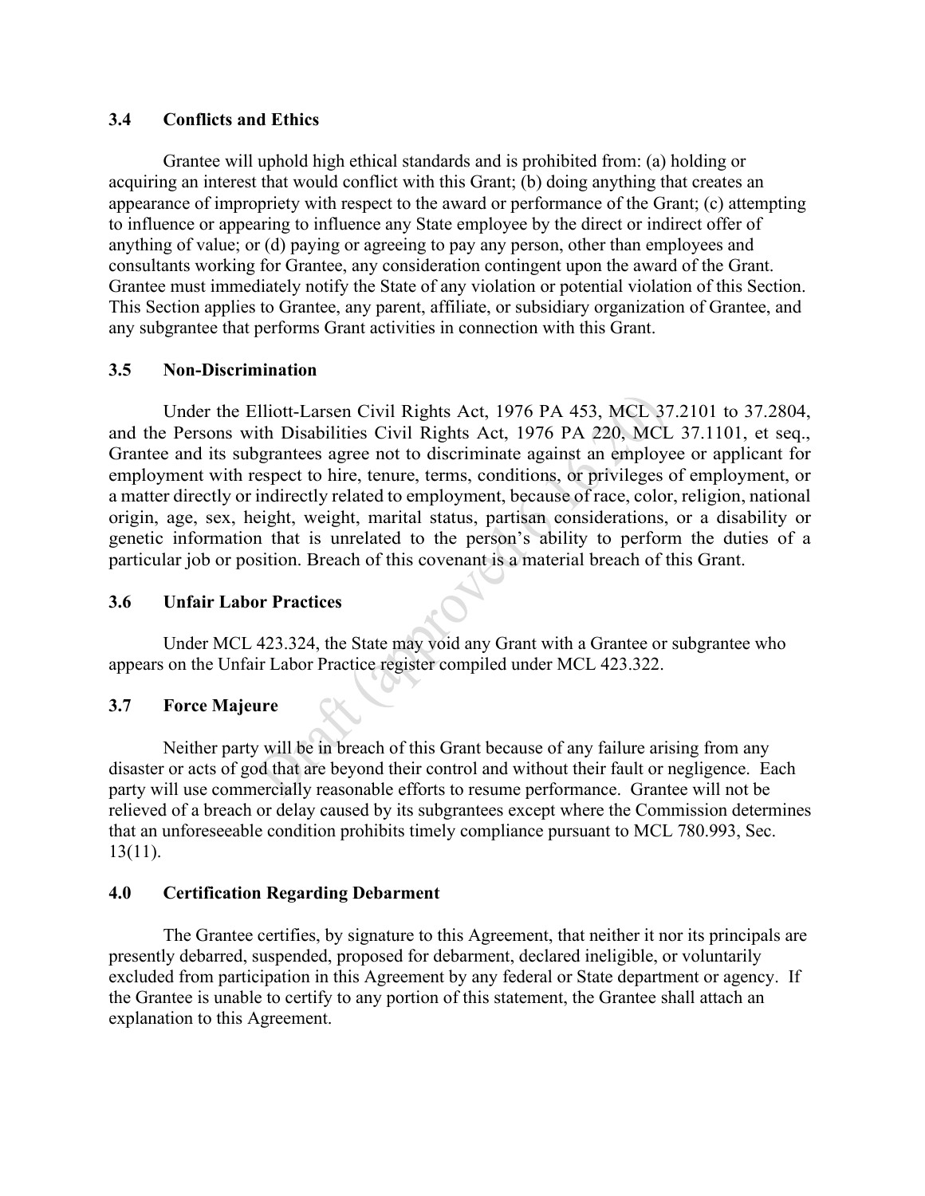### 3.4 Conflicts and Ethics

Grantee will uphold high ethical standards and is prohibited from: (a) holding or acquiring an interest that would conflict with this Grant; (b) doing anything that creates an appearance of impropriety with respect to the award or performance of the Grant; (c) attempting to influence or appearing to influence any State employee by the direct or indirect offer of anything of value; or (d) paying or agreeing to pay any person, other than employees and consultants working for Grantee, any consideration contingent upon the award of the Grant. Grantee must immediately notify the State of any violation or potential violation of this Section. This Section applies to Grantee, any parent, affiliate, or subsidiary organization of Grantee, and any subgrantee that performs Grant activities in connection with this Grant.

### 3.5 Non-Discrimination

Under the Elliott-Larsen Civil Rights Act, 1976 PA 453, MCL 37.2101 to 37.2804, and the Persons with Disabilities Civil Rights Act, 1976 PA 220, MCL 37.1101, et seq., Grantee and its subgrantees agree not to discriminate against an employee or applicant for employment with respect to hire, tenure, terms, conditions, or privileges of employment, or a matter directly or indirectly related to employment, because of race, color, religion, national origin, age, sex, height, weight, marital status, partisan considerations, or a disability or genetic information that is unrelated to the person's ability to perform the duties of a particular job or position. Breach of this covenant is a material breach of this Grant.

### 3.6 Unfair Labor Practices

Under MCL 423.324, the State may void any Grant with a Grantee or subgrantee who appears on the Unfair Labor Practice register compiled under MCL 423.322.

### 3.7 Force Majeure

Neither party will be in breach of this Grant because of any failure arising from any disaster or acts of god that are beyond their control and without their fault or negligence. Each party will use commercially reasonable efforts to resume performance. Grantee will not be relieved of a breach or delay caused by its subgrantees except where the Commission determines that an unforeseeable condition prohibits timely compliance pursuant to MCL 780.993, Sec. 13(11).

### 4.0 Certification Regarding Debarment

The Grantee certifies, by signature to this Agreement, that neither it nor its principals are presently debarred, suspended, proposed for debarment, declared ineligible, or voluntarily excluded from participation in this Agreement by any federal or State department or agency. If the Grantee is unable to certify to any portion of this statement, the Grantee shall attach an explanation to this Agreement.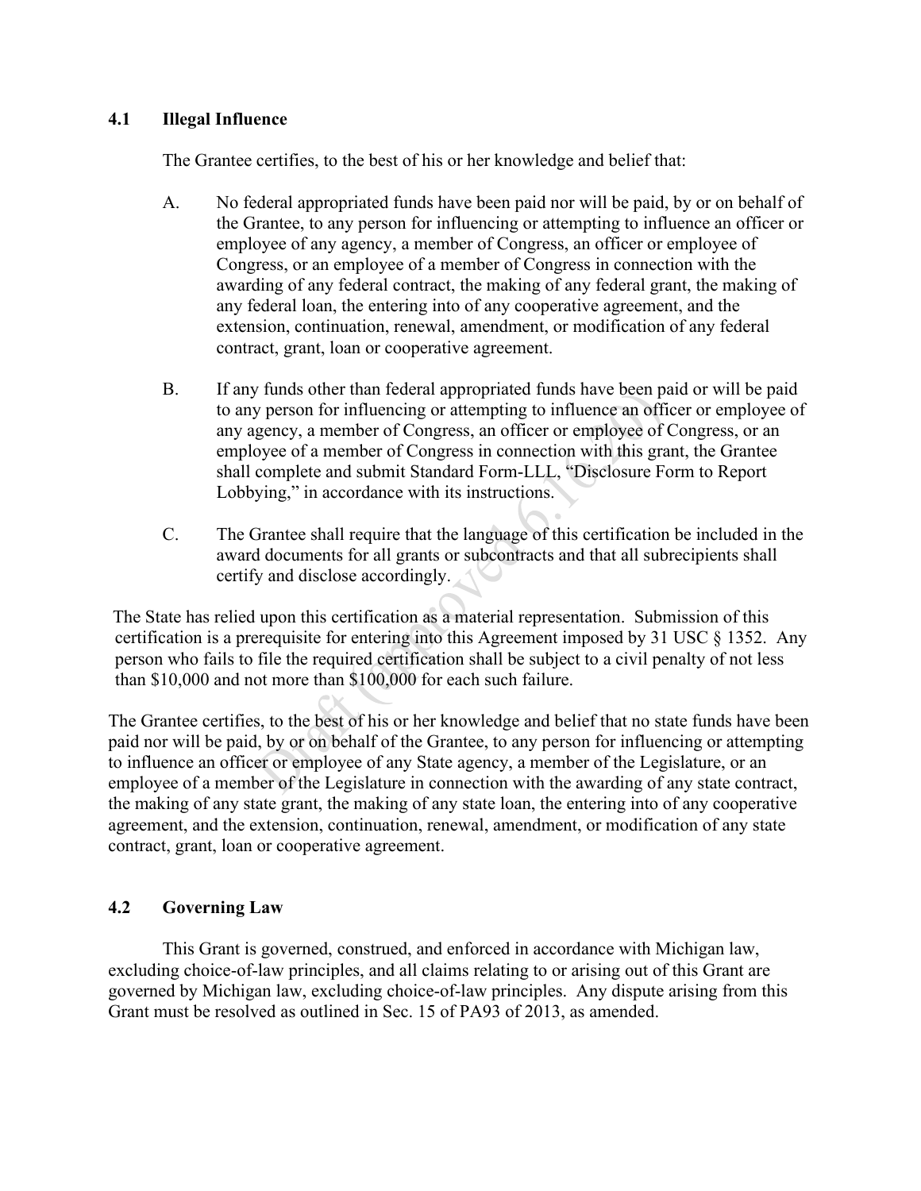### 4.1 Illegal Influence

The Grantee certifies, to the best of his or her knowledge and belief that:

A. No federal appropriated funds have been paid nor will be paid, by or on behalf of the Grantee, to any person for influencing or attempting to influence an officer or employee of any agency, a member of Congress, an officer or employee of Congress, or an employee of a member of Congress in connection with the awarding of any federal contract, the making of any federal grant, the making of any federal loan, the entering into of any cooperative agreement, and the extension, continuation, renewal, amendment, or modification of any federal contract, grant, loan or cooperative agreement.

B. If any funds other than federal appropriated funds have been paid or will be paid to any person for influencing or attempting to influence an officer or employee of any agency, a member of Congress, an officer or employee of Congress, or an employee of a member of Congress in connection with this grant, the Grantee shall complete and submit Standard Form-LLL, "Disclosure Form to Report Lobbying," in accordance with its instructions.

C. The Grantee shall require that the language of this certification be included in the award documents for all grants or subcontracts and that all subrecipients shall certify and disclose accordingly.

The State has relied upon this certification as a material representation. Submission of this certification is a prerequisite for entering into this Agreement imposed by 31 USC § 1352. Any person who fails to file the required certification shall be subject to a civil penalty of not less than $10,000 and not more than $100,000 for each such failure.

The Grantee certifies, to the best of his or her knowledge and belief that no state funds have been paid nor will be paid, by or on behalf of the Grantee, to any person for influencing or attempting to influence an officer or employee of any State agency, a member of the Legislature, or an employee of a member of the Legislature in connection with the awarding of any state contract, the making of any state grant, the making of any state loan, the entering into of any cooperative agreement, and the extension, continuation, renewal, amendment, or modification of any state contract, grant, loan or cooperative agreement.

### 4.2 Governing Law

This Grant is governed, construed, and enforced in accordance with Michigan law, excluding choice-of-law principles, and all claims relating to or arising out of this Grant are governed by Michigan law, excluding choice-of-law principles. Any dispute arising from this Grant must be resolved as outlined in Sec. 15 of PA93 of 2013, as amended.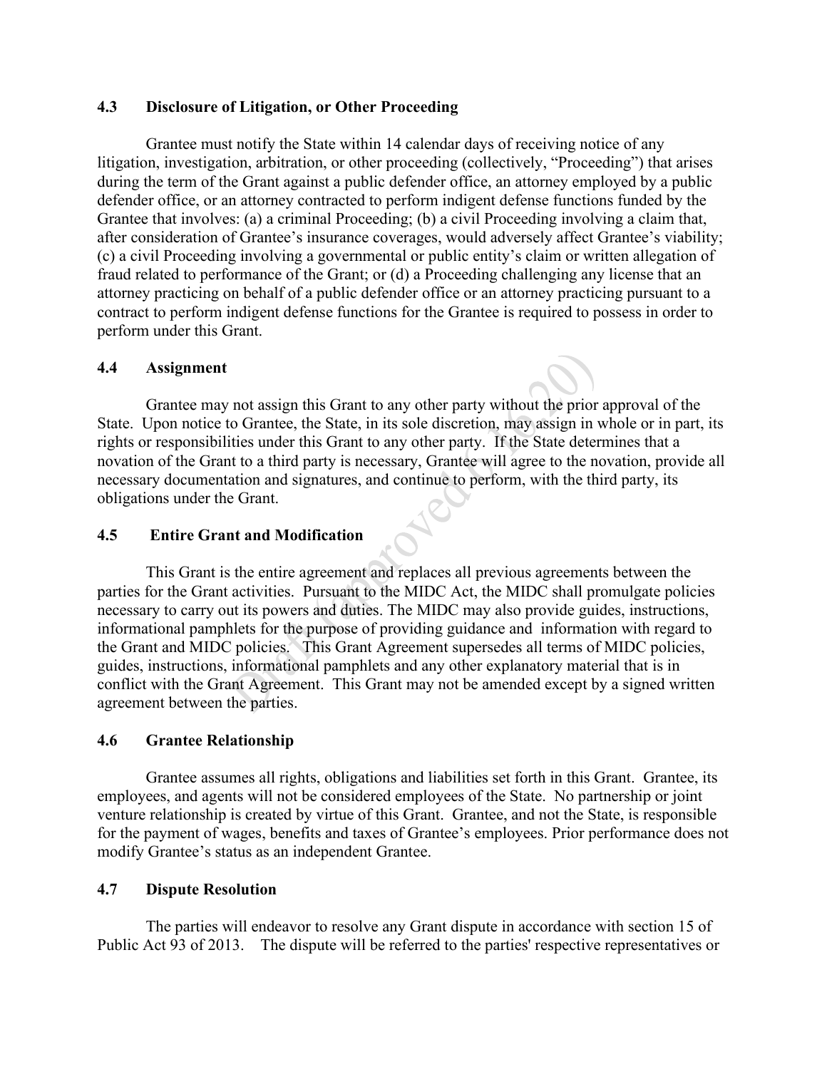### 4.3 Disclosure of Litigation, or Other Proceeding

Grantee must notify the State within 14 calendar days of receiving notice of any litigation, investigation, arbitration, or other proceeding (collectively, "Proceeding") that arises during the term of the Grant against a public defender office, an attorney employed by a public defender office, or an attorney contracted to perform indigent defense functions funded by the Grantee that involves: (a) a criminal Proceeding; (b) a civil Proceeding involving a claim that, after consideration of Grantee's insurance coverages, would adversely affect Grantee's viability; (c) a civil Proceeding involving a governmental or public entity's claim or written allegation of fraud related to performance of the Grant; or (d) a Proceeding challenging any license that an attorney practicing on behalf of a public defender office or an attorney practicing pursuant to a contract to perform indigent defense functions for the Grantee is required to possess in order to perform under this Grant.

### 4.4 Assignment

Grantee may not assign this Grant to any other party without the prior approval of the State. Upon notice to Grantee, the State, in its sole discretion, may assign in whole or in part, its rights or responsibilities under this Grant to any other party. If the State determines that a novation of the Grant to a third party is necessary, Grantee will agree to the novation, provide all necessary documentation and signatures, and continue to perform, with the third party, its obligations under the Grant.

### 4.5 Entire Grant and Modification

This Grant is the entire agreement and replaces all previous agreements between the parties for the Grant activities. Pursuant to the MIDC Act, the MIDC shall promulgate policies necessary to carry out its powers and duties. The MIDC may also provide guides, instructions, informational pamphlets for the purpose of providing guidance and information with regard to the Grant and MIDC policies. This Grant Agreement supersedes all terms of MIDC policies, guides, instructions, informational pamphlets and any other explanatory material that is in conflict with the Grant Agreement. This Grant may not be amended except by a signed written agreement between the parties.

### 4.6 Grantee Relationship

Grantee assumes all rights, obligations and liabilities set forth in this Grant. Grantee, its employees, and agents will not be considered employees of the State. No partnership or joint venture relationship is created by virtue of this Grant. Grantee, and not the State, is responsible for the payment of wages, benefits and taxes of Grantee's employees. Prior performance does not modify Grantee's status as an independent Grantee.

### 4.7 Dispute Resolution

The parties will endeavor to resolve any Grant dispute in accordance with section 15 of Public Act 93 of 2013. The dispute will be referred to the parties' respective representatives or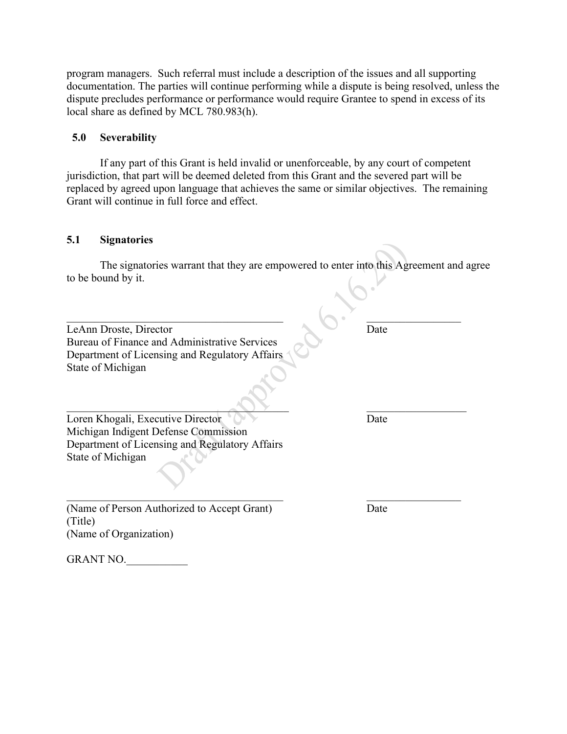program managers. Such referral must include a description of the issues and all supporting documentation. The parties will continue performing while a dispute is being resolved, unless the dispute precludes performance or performance would require Grantee to spend in excess of its local share as defined by MCL 780.983(h).

**5.0 Severability**

If any part of this Grant is held invalid or unenforceable, by any court of competent jurisdiction, that part will be deemed deleted from this Grant and the severed part will be replaced by agreed upon language that achieves the same or similar objectives. The remaining Grant will continue in full force and effect.

**5.1 Signatories**

The signatories warrant that they are empowered to enter into this Agreement and agree to be bound by it.

Draft (approved 6.16.20)

\_\_\_\_\_\_\_\_\_\_\_\_\_\_\_\_\_\_\_\_\_\_\_\_\_\_\_\_\_\_\_\_\_\_\_\_\_\_\_\_ \_\_\_\_\_\_\_\_\_\_\_\_\_\_\_\_\_\_

LeAnn Droste, Director Date
Bureau of Finance and Administrative Services
Department of Licensing and Regulatory Affairs
State of Michigan

\_\_\_\_\_\_\_\_\_\_\_\_\_\_\_\_\_\_\_\_\_\_\_\_\_\_\_\_\_\_\_\_\_\_\_\_\_\_\_\_ \_\_\_\_\_\_\_\_\_\_\_\_\_\_\_\_\_\_

Loren Khogali, Executive Director Date
Michigan Indigent Defense Commission
Department of Licensing and Regulatory Affairs
State of Michigan

\_\_\_\_\_\_\_\_\_\_\_\_\_\_\_\_\_\_\_\_\_\_\_\_\_\_\_\_\_\_\_\_\_\_\_\_\_\_\_\_ \_\_\_\_\_\_\_\_\_\_\_\_\_\_\_\_\_\_

(Name of Person Authorized to Accept Grant) Date
(Title)
(Name of Organization)

GRANT NO.\_\_\_\_\_\_\_\_\_\_\_